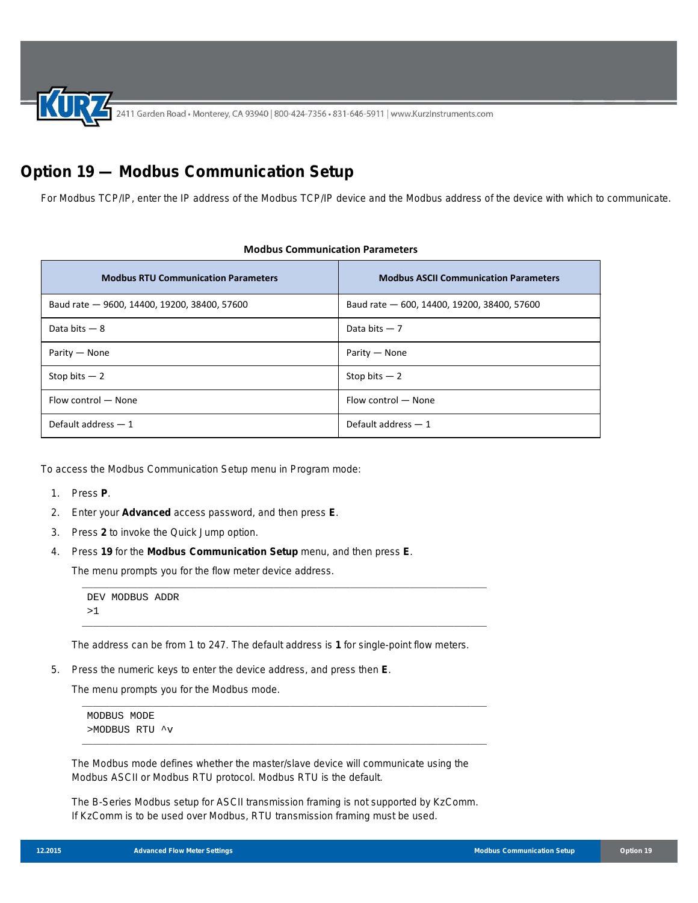# Option 19 — Modbus Communication Setup

For Modbus TCP/IP, enter the IP address of the Modbus TCP/IP device and the Modbus address of the device with which to communicate.

**Modbus Communication Parameters**

| Modbus RTU Communication Parameters | Modbus ASCII Communication Parameters |
|---|---|
| Baud rate — 9600, 14400, 19200, 38400, 57600 | Baud rate — 600, 14400, 19200, 38400, 57600 |
| Data bits — 8 | Data bits — 7 |
| Parity — None | Parity — None |
| Stop bits — 2 | Stop bits — 2 |
| Flow control — None | Flow control — None |
| Default address — 1 | Default address — 1 |

To access the Modbus Communication Setup menu in Program mode:

1. Press **P**.
2. Enter your **Advanced** access password, and then press **E**.
3. Press **2** to invoke the Quick Jump option.
4. Press **19** for the **Modbus Communication Setup** menu, and then press **E**.

   The menu prompts you for the flow meter device address.

   ```
   DEV MODBUS ADDR
   >1
   ```

   The address can be from 1 to 247. The default address is **1** for single-point flow meters.

5. Press the numeric keys to enter the device address, and press then **E**.

   The menu prompts you for the Modbus mode.

   ```
   MODBUS MODE
   >MODBUS RTU ^v
   ```

   The Modbus mode defines whether the master/slave device will communicate using the Modbus ASCII or Modbus RTU protocol. Modbus RTU is the default.

   The B-Series Modbus setup for ASCII transmission framing is not supported by KzComm. If KzComm is to be used over Modbus, RTU transmission framing must be used.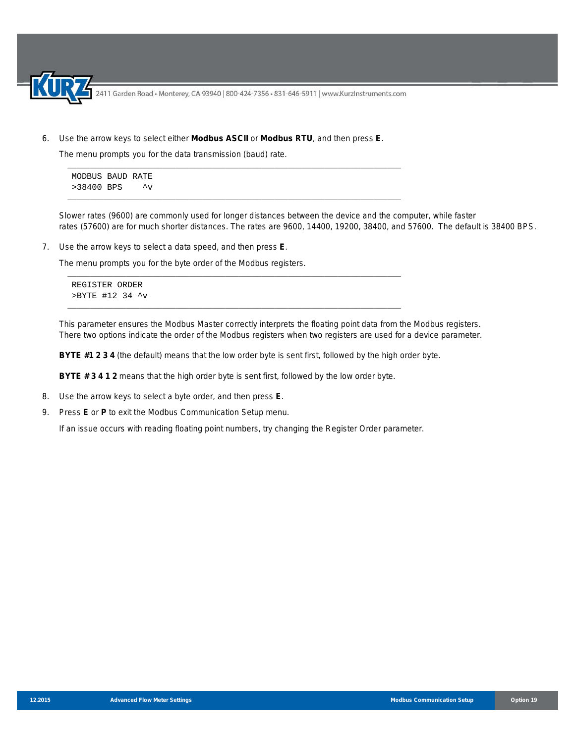6. Use the arrow keys to select either **Modbus ASCII** or **Modbus RTU**, and then press **E**.

   The menu prompts you for the data transmission (baud) rate.

   ```
   MODBUS BAUD RATE
   >38400 BPS    ^v
   ```

   Slower rates (9600) are commonly used for longer distances between the device and the computer, while faster rates (57600) are for much shorter distances. The rates are 9600, 14400, 19200, 38400, and 57600. The default is 38400 BPS.

7. Use the arrow keys to select a data speed, and then press **E**.

   The menu prompts you for the byte order of the Modbus registers.

   ```
   REGISTER ORDER
   >BYTE #12 34 ^v
   ```

   This parameter ensures the Modbus Master correctly interprets the floating point data from the Modbus registers. There two options indicate the order of the Modbus registers when two registers are used for a device parameter.

   **BYTE #1 2 3 4** (the default) means that the low order byte is sent first, followed by the high order byte.

   **BYTE # 3 4 1 2** means that the high order byte is sent first, followed by the low order byte.

8. Use the arrow keys to select a byte order, and then press **E**.
9. Press **E** or **P** to exit the Modbus Communication Setup menu.

   If an issue occurs with reading floating point numbers, try changing the Register Order parameter.